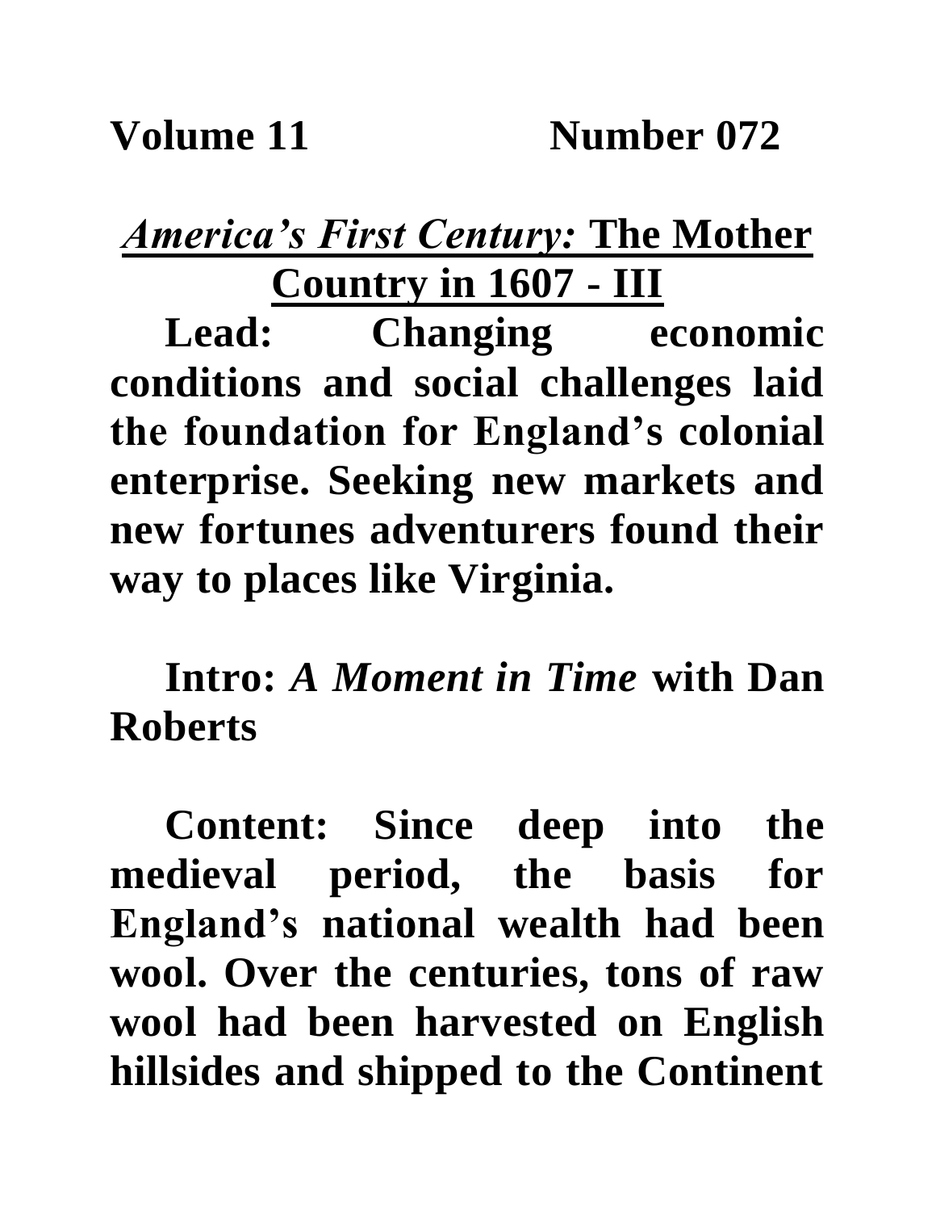**Volume 11 Number 072**

# *America's First Century:* The Mother Country in 1607 - III

**Lead: Changing economic conditions and social challenges laid the foundation for England's colonial enterprise. Seeking new markets and new fortunes adventurers found their way to places like Virginia.**

**Intro: *A Moment in Time* with Dan Roberts**

**Content: Since deep into the medieval period, the basis for England's national wealth had been wool. Over the centuries, tons of raw wool had been harvested on English hillsides and shipped to the Continent**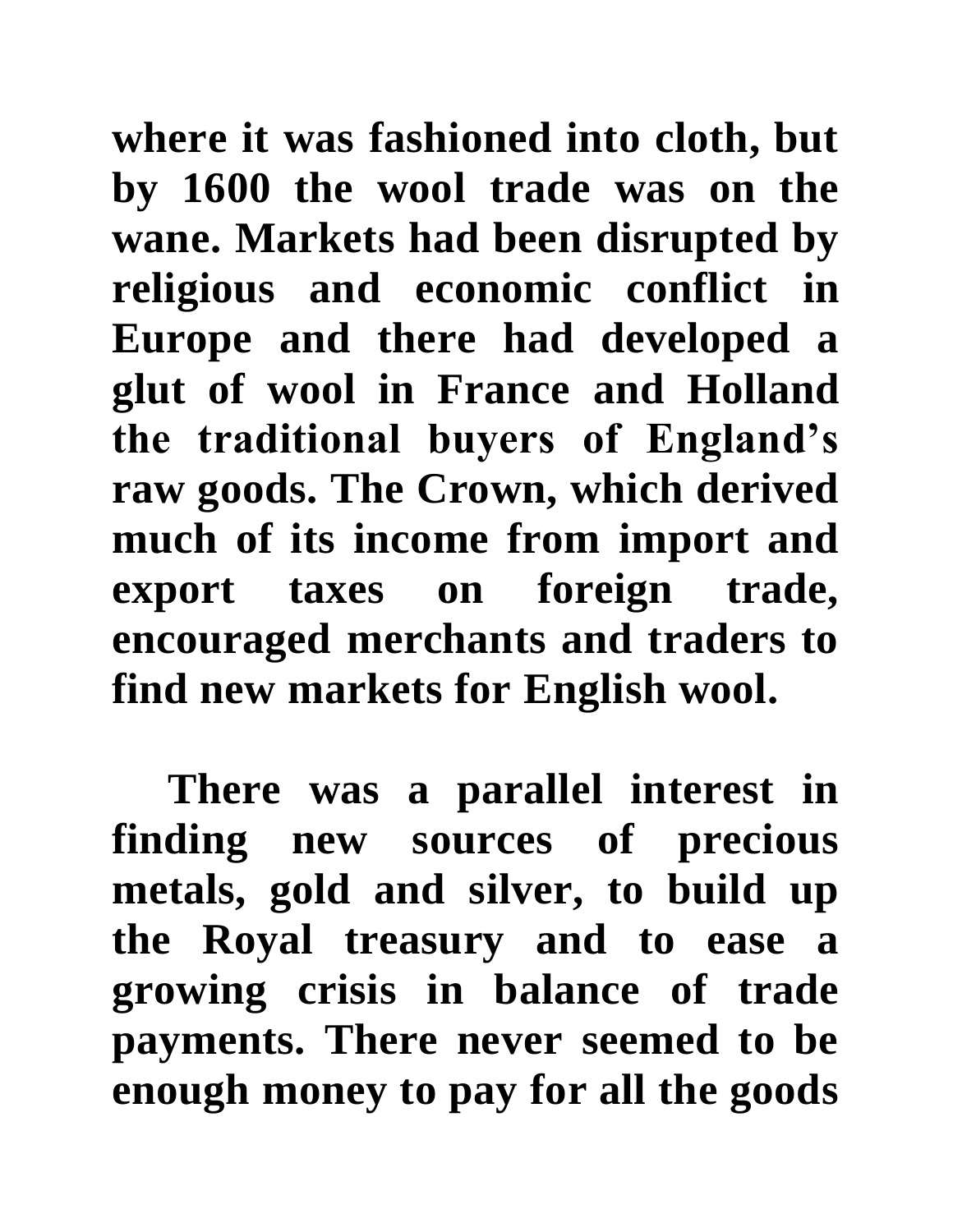where it was fashioned into cloth, but by 1600 the wool trade was on the wane. Markets had been disrupted by religious and economic conflict in Europe and there had developed a glut of wool in France and Holland the traditional buyers of England's raw goods. The Crown, which derived much of its income from import and export taxes on foreign trade, encouraged merchants and traders to find new markets for English wool.

There was a parallel interest in finding new sources of precious metals, gold and silver, to build up the Royal treasury and to ease a growing crisis in balance of trade payments. There never seemed to be enough money to pay for all the goods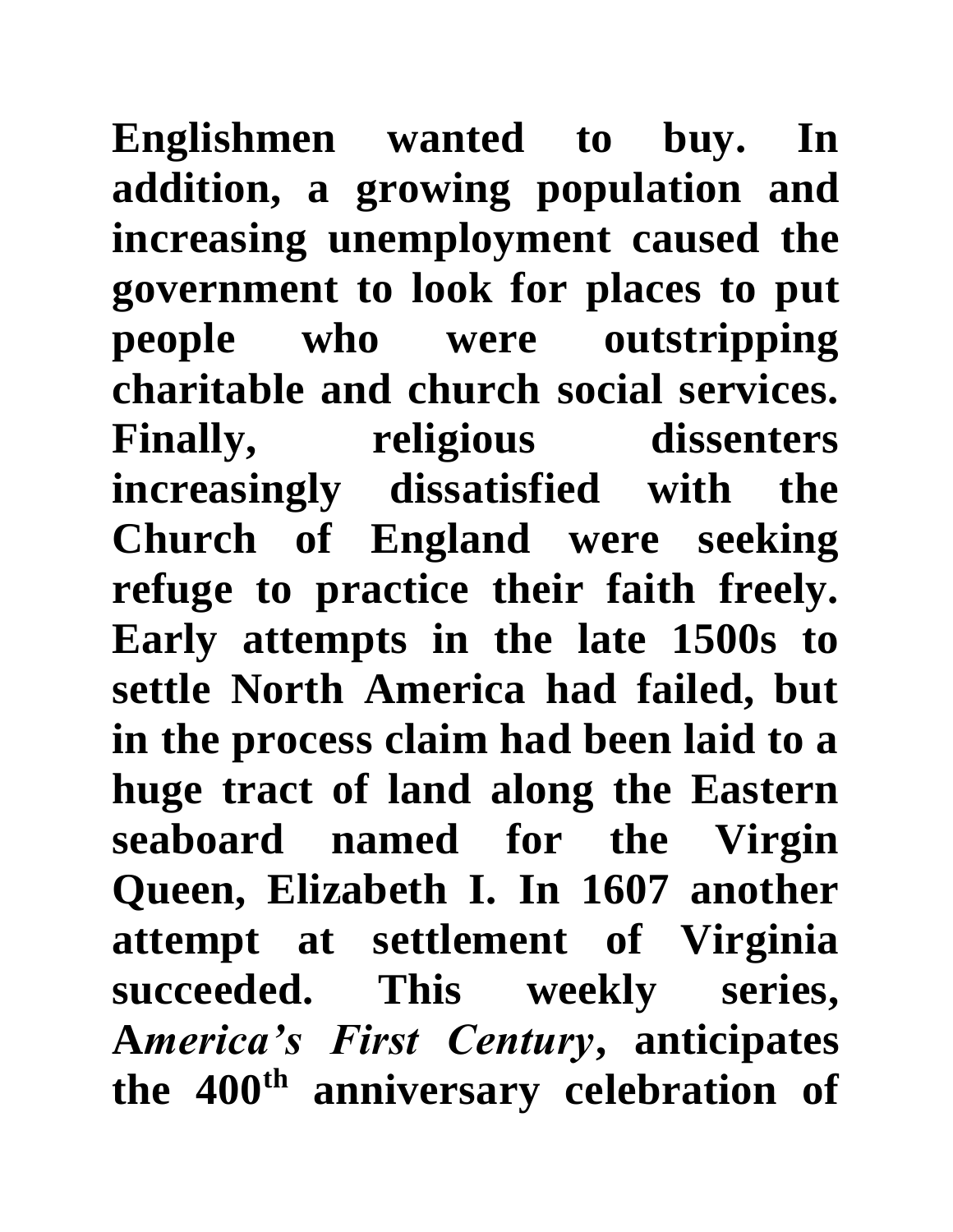**Englishmen wanted to buy. In addition, a growing population and increasing unemployment caused the government to look for places to put people who were outstripping charitable and church social services. Finally, religious dissenters increasingly dissatisfied with the Church of England were seeking refuge to practice their faith freely. Early attempts in the late 1500s to settle North America had failed, but in the process claim had been laid to a huge tract of land along the Eastern seaboard named for the Virgin Queen, Elizabeth I. In 1607 another attempt at settlement of Virginia succeeded. This weekly series, A*merica's First Century*, anticipates the 400th anniversary celebration of**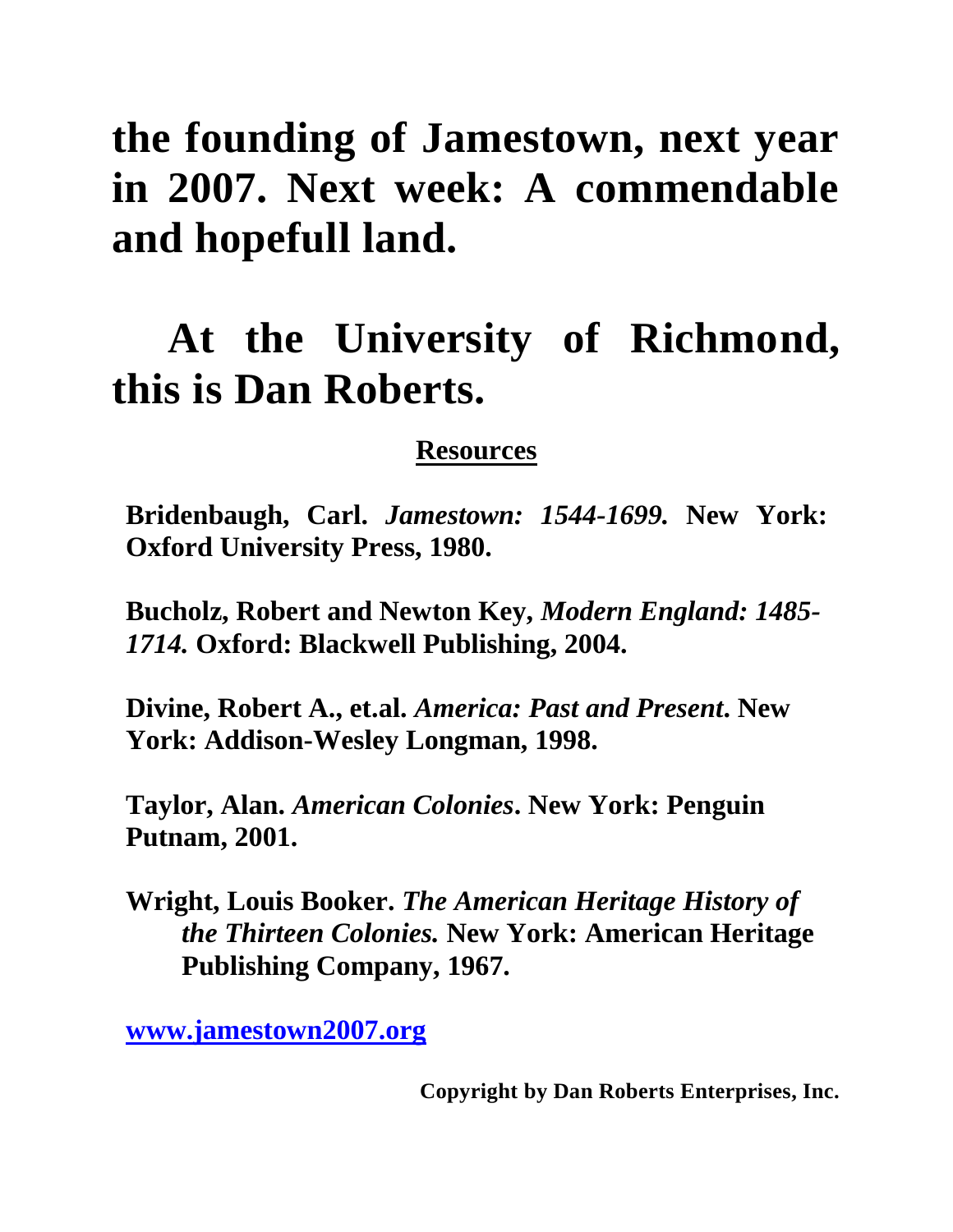**the founding of Jamestown, next year in 2007. Next week: A commendable and hopefull land.**

**At the University of Richmond, this is Dan Roberts.**

**Resources**

**Bridenbaugh, Carl.** ***Jamestown: 1544-1699.*** **New York: Oxford University Press, 1980.**

**Bucholz, Robert and Newton Key,** ***Modern England: 1485-1714.*** **Oxford: Blackwell Publishing, 2004.**

**Divine, Robert A., et.al.** ***America: Past and Present*****. New York: Addison-Wesley Longman, 1998.**

**Taylor, Alan.** ***American Colonies*****. New York: Penguin Putnam, 2001.**

**Wright, Louis Booker.** ***The American Heritage History of the Thirteen Colonies.*** **New York: American Heritage Publishing Company, 1967.**

**[www.jamestown2007.org](http://www.jamestown2007.org)**

**Copyright by Dan Roberts Enterprises, Inc.**